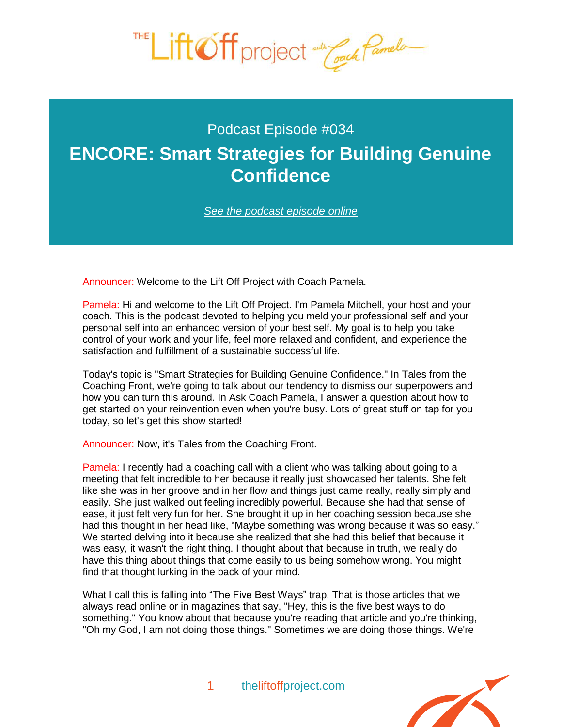Podcast Episode #034

# ENCORE: Smart Strategies for Building Genuine Confidence

*See the podcast episode online*

Announcer: Welcome to the Lift Off Project with Coach Pamela.

Pamela: Hi and welcome to the Lift Off Project. I'm Pamela Mitchell, your host and your coach. This is the podcast devoted to helping you meld your professional self and your personal self into an enhanced version of your best self. My goal is to help you take control of your work and your life, feel more relaxed and confident, and experience the satisfaction and fulfillment of a sustainable successful life.

Today's topic is "Smart Strategies for Building Genuine Confidence." In Tales from the Coaching Front, we're going to talk about our tendency to dismiss our superpowers and how you can turn this around. In Ask Coach Pamela, I answer a question about how to get started on your reinvention even when you're busy. Lots of great stuff on tap for you today, so let's get this show started!

Announcer: Now, it's Tales from the Coaching Front.

Pamela: I recently had a coaching call with a client who was talking about going to a meeting that felt incredible to her because it really just showcased her talents. She felt like she was in her groove and in her flow and things just came really, really simply and easily. She just walked out feeling incredibly powerful. Because she had that sense of ease, it just felt very fun for her. She brought it up in her coaching session because she had this thought in her head like, "Maybe something was wrong because it was so easy." We started delving into it because she realized that she had this belief that because it was easy, it wasn't the right thing. I thought about that because in truth, we really do have this thing about things that come easily to us being somehow wrong. You might find that thought lurking in the back of your mind.

What I call this is falling into "The Five Best Ways" trap. That is those articles that we always read online or in magazines that say, "Hey, this is the five best ways to do something." You know about that because you're reading that article and you're thinking, "Oh my God, I am not doing those things." Sometimes we are doing those things. We're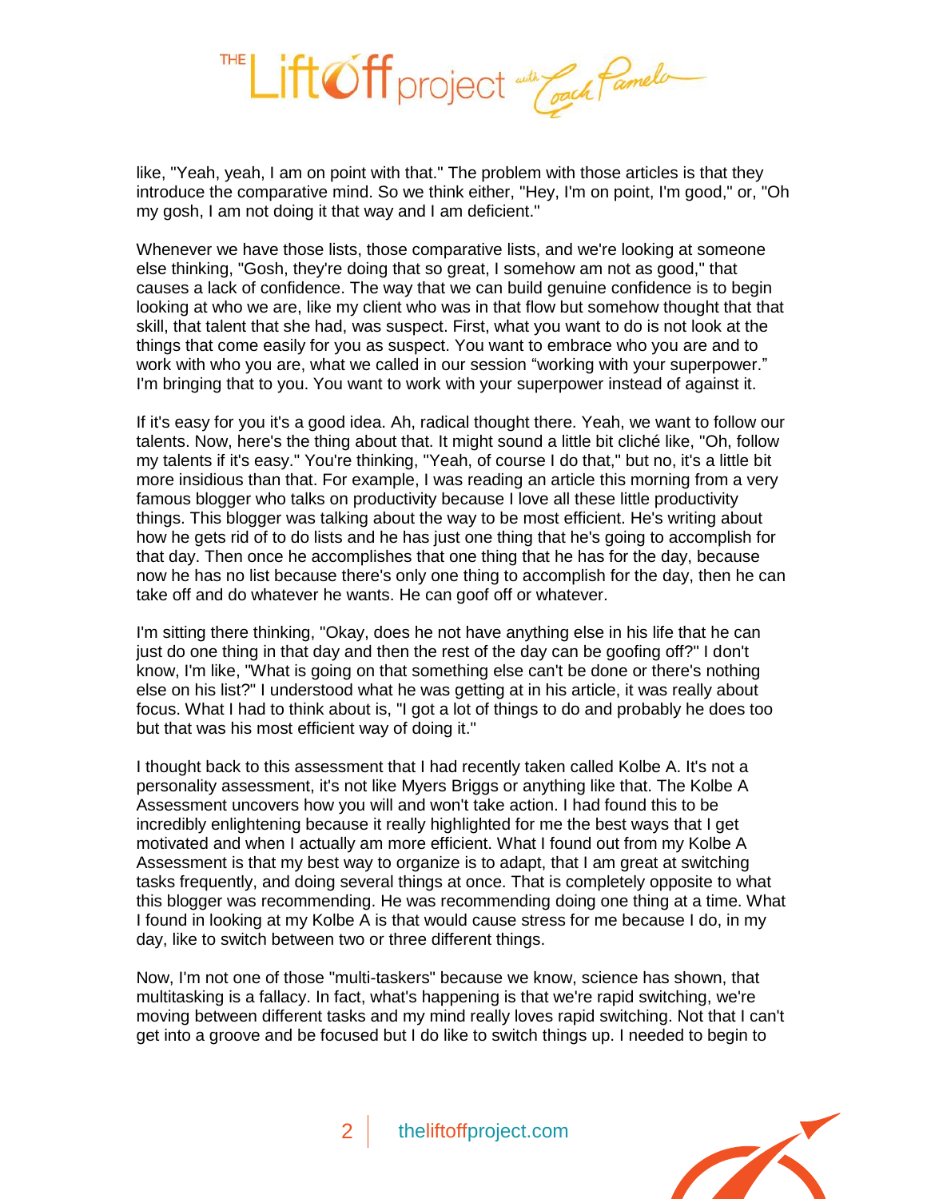like, "Yeah, yeah, I am on point with that." The problem with those articles is that they introduce the comparative mind. So we think either, "Hey, I'm on point, I'm good," or, "Oh my gosh, I am not doing it that way and I am deficient."

Whenever we have those lists, those comparative lists, and we're looking at someone else thinking, "Gosh, they're doing that so great, I somehow am not as good," that causes a lack of confidence. The way that we can build genuine confidence is to begin looking at who we are, like my client who was in that flow but somehow thought that that skill, that talent that she had, was suspect. First, what you want to do is not look at the things that come easily for you as suspect. You want to embrace who you are and to work with who you are, what we called in our session "working with your superpower." I'm bringing that to you. You want to work with your superpower instead of against it.

If it's easy for you it's a good idea. Ah, radical thought there. Yeah, we want to follow our talents. Now, here's the thing about that. It might sound a little bit cliché like, "Oh, follow my talents if it's easy." You're thinking, "Yeah, of course I do that," but no, it's a little bit more insidious than that. For example, I was reading an article this morning from a very famous blogger who talks on productivity because I love all these little productivity things. This blogger was talking about the way to be most efficient. He's writing about how he gets rid of to do lists and he has just one thing that he's going to accomplish for that day. Then once he accomplishes that one thing that he has for the day, because now he has no list because there's only one thing to accomplish for the day, then he can take off and do whatever he wants. He can goof off or whatever.

I'm sitting there thinking, "Okay, does he not have anything else in his life that he can just do one thing in that day and then the rest of the day can be goofing off?" I don't know, I'm like, "What is going on that something else can't be done or there's nothing else on his list?" I understood what he was getting at in his article, it was really about focus. What I had to think about is, "I got a lot of things to do and probably he does too but that was his most efficient way of doing it."

I thought back to this assessment that I had recently taken called Kolbe A. It's not a personality assessment, it's not like Myers Briggs or anything like that. The Kolbe A Assessment uncovers how you will and won't take action. I had found this to be incredibly enlightening because it really highlighted for me the best ways that I get motivated and when I actually am more efficient. What I found out from my Kolbe A Assessment is that my best way to organize is to adapt, that I am great at switching tasks frequently, and doing several things at once. That is completely opposite to what this blogger was recommending. He was recommending doing one thing at a time. What I found in looking at my Kolbe A is that would cause stress for me because I do, in my day, like to switch between two or three different things.

Now, I'm not one of those "multi-taskers" because we know, science has shown, that multitasking is a fallacy. In fact, what's happening is that we're rapid switching, we're moving between different tasks and my mind really loves rapid switching. Not that I can't get into a groove and be focused but I do like to switch things up. I needed to begin to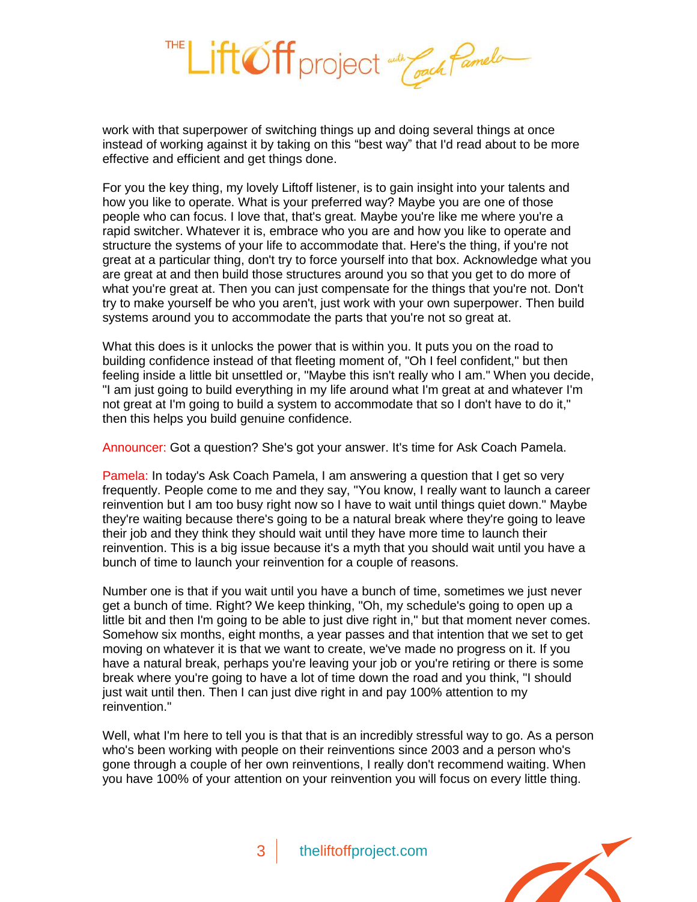work with that superpower of switching things up and doing several things at once instead of working against it by taking on this "best way" that I'd read about to be more effective and efficient and get things done.

For you the key thing, my lovely Liftoff listener, is to gain insight into your talents and how you like to operate. What is your preferred way? Maybe you are one of those people who can focus. I love that, that's great. Maybe you're like me where you're a rapid switcher. Whatever it is, embrace who you are and how you like to operate and structure the systems of your life to accommodate that. Here's the thing, if you're not great at a particular thing, don't try to force yourself into that box. Acknowledge what you are great at and then build those structures around you so that you get to do more of what you're great at. Then you can just compensate for the things that you're not. Don't try to make yourself be who you aren't, just work with your own superpower. Then build systems around you to accommodate the parts that you're not so great at.

What this does is it unlocks the power that is within you. It puts you on the road to building confidence instead of that fleeting moment of, "Oh I feel confident," but then feeling inside a little bit unsettled or, "Maybe this isn't really who I am." When you decide, "I am just going to build everything in my life around what I'm great at and whatever I'm not great at I'm going to build a system to accommodate that so I don't have to do it," then this helps you build genuine confidence.

Announcer: Got a question? She's got your answer. It's time for Ask Coach Pamela.

Pamela: In today's Ask Coach Pamela, I am answering a question that I get so very frequently. People come to me and they say, "You know, I really want to launch a career reinvention but I am too busy right now so I have to wait until things quiet down." Maybe they're waiting because there's going to be a natural break where they're going to leave their job and they think they should wait until they have more time to launch their reinvention. This is a big issue because it's a myth that you should wait until you have a bunch of time to launch your reinvention for a couple of reasons.

Number one is that if you wait until you have a bunch of time, sometimes we just never get a bunch of time. Right? We keep thinking, "Oh, my schedule's going to open up a little bit and then I'm going to be able to just dive right in," but that moment never comes. Somehow six months, eight months, a year passes and that intention that we set to get moving on whatever it is that we want to create, we've made no progress on it. If you have a natural break, perhaps you're leaving your job or you're retiring or there is some break where you're going to have a lot of time down the road and you think, "I should just wait until then. Then I can just dive right in and pay 100% attention to my reinvention."

Well, what I'm here to tell you is that that is an incredibly stressful way to go. As a person who's been working with people on their reinventions since 2003 and a person who's gone through a couple of her own reinventions, I really don't recommend waiting. When you have 100% of your attention on your reinvention you will focus on every little thing.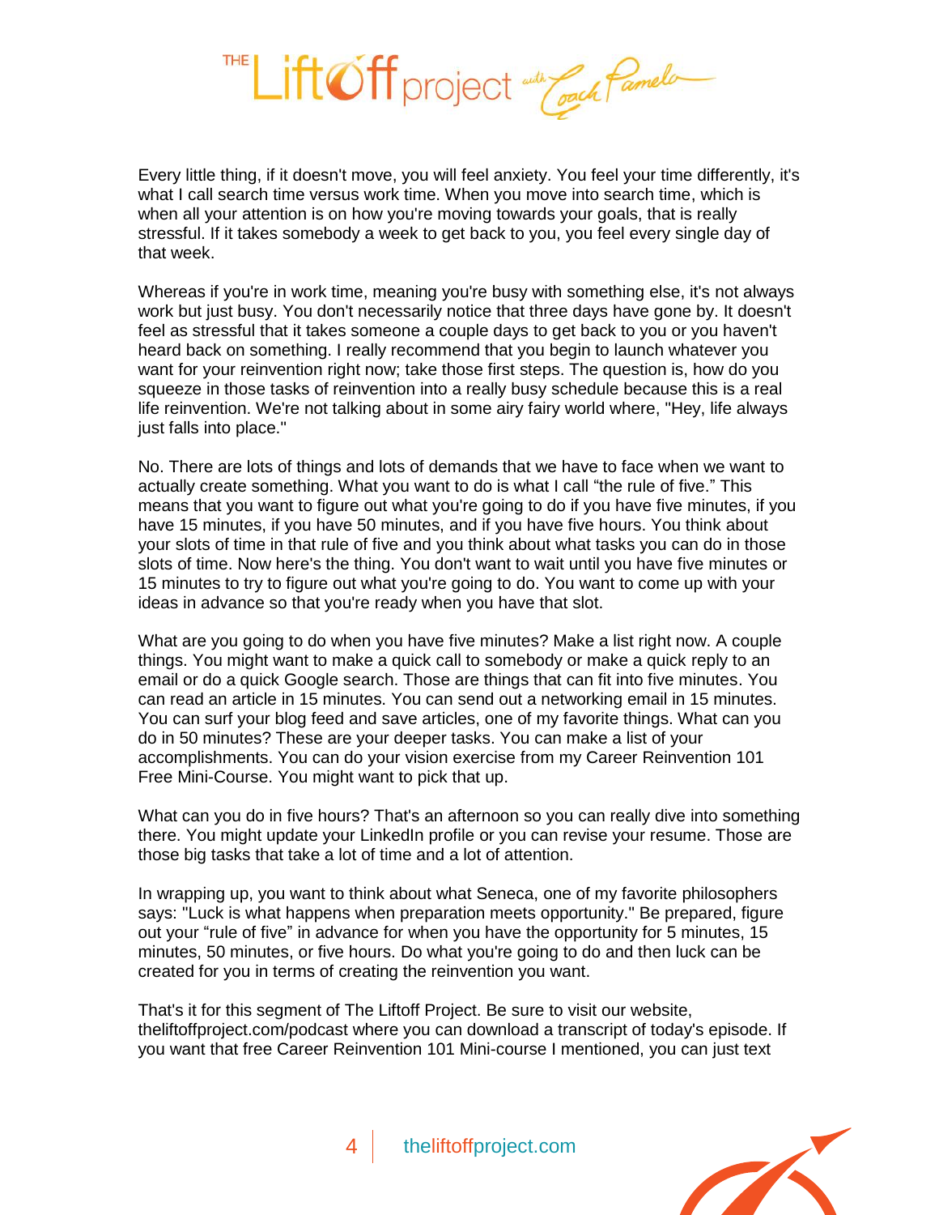Every little thing, if it doesn't move, you will feel anxiety. You feel your time differently, it's what I call search time versus work time. When you move into search time, which is when all your attention is on how you're moving towards your goals, that is really stressful. If it takes somebody a week to get back to you, you feel every single day of that week.

Whereas if you're in work time, meaning you're busy with something else, it's not always work but just busy. You don't necessarily notice that three days have gone by. It doesn't feel as stressful that it takes someone a couple days to get back to you or you haven't heard back on something. I really recommend that you begin to launch whatever you want for your reinvention right now; take those first steps. The question is, how do you squeeze in those tasks of reinvention into a really busy schedule because this is a real life reinvention. We're not talking about in some airy fairy world where, "Hey, life always just falls into place."

No. There are lots of things and lots of demands that we have to face when we want to actually create something. What you want to do is what I call “the rule of five.” This means that you want to figure out what you're going to do if you have five minutes, if you have 15 minutes, if you have 50 minutes, and if you have five hours. You think about your slots of time in that rule of five and you think about what tasks you can do in those slots of time. Now here's the thing. You don't want to wait until you have five minutes or 15 minutes to try to figure out what you're going to do. You want to come up with your ideas in advance so that you're ready when you have that slot.

What are you going to do when you have five minutes? Make a list right now. A couple things. You might want to make a quick call to somebody or make a quick reply to an email or do a quick Google search. Those are things that can fit into five minutes. You can read an article in 15 minutes. You can send out a networking email in 15 minutes. You can surf your blog feed and save articles, one of my favorite things. What can you do in 50 minutes? These are your deeper tasks. You can make a list of your accomplishments. You can do your vision exercise from my Career Reinvention 101 Free Mini-Course. You might want to pick that up.

What can you do in five hours? That's an afternoon so you can really dive into something there. You might update your LinkedIn profile or you can revise your resume. Those are those big tasks that take a lot of time and a lot of attention.

In wrapping up, you want to think about what Seneca, one of my favorite philosophers says: "Luck is what happens when preparation meets opportunity." Be prepared, figure out your “rule of five” in advance for when you have the opportunity for 5 minutes, 15 minutes, 50 minutes, or five hours. Do what you're going to do and then luck can be created for you in terms of creating the reinvention you want.

That's it for this segment of The Liftoff Project. Be sure to visit our website, theliftoffproject.com/podcast where you can download a transcript of today's episode. If you want that free Career Reinvention 101 Mini-course I mentioned, you can just text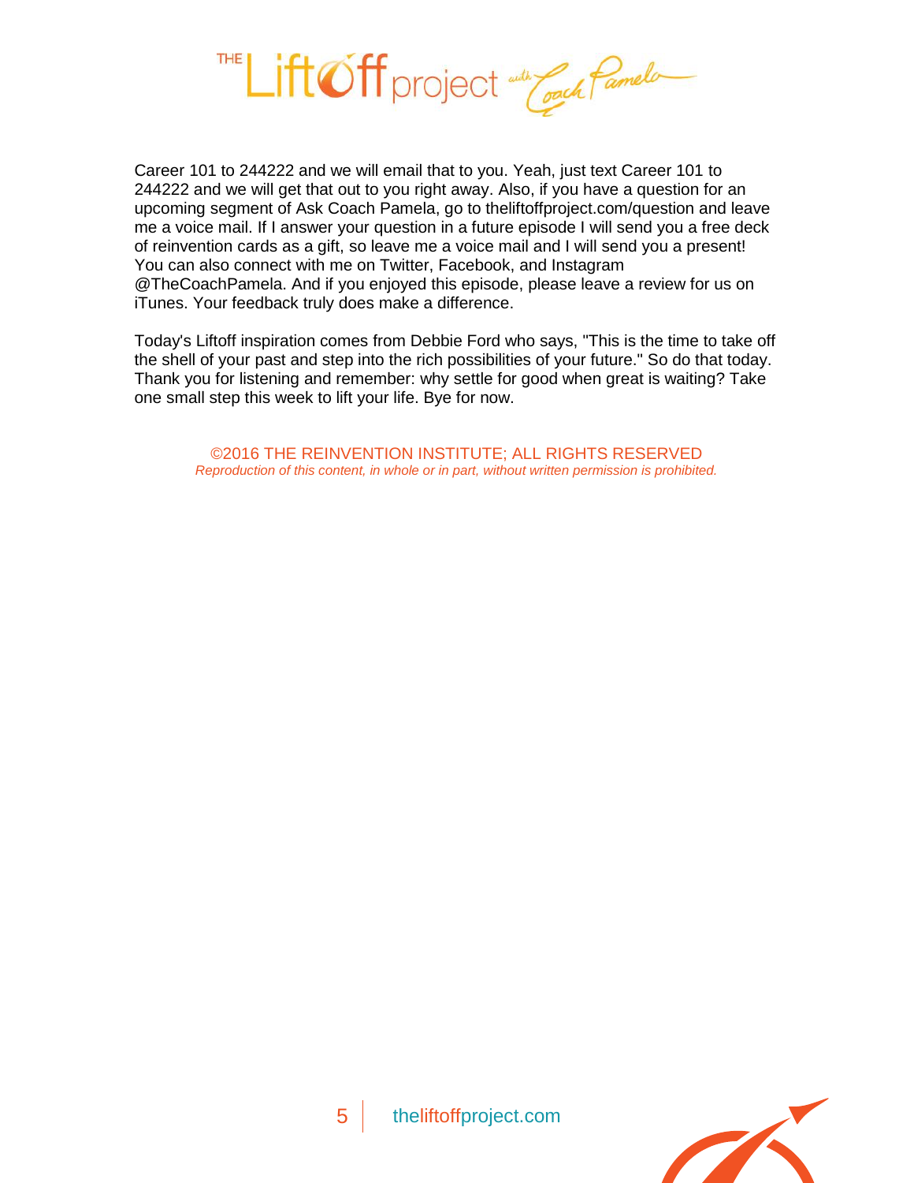Career 101 to 244222 and we will email that to you. Yeah, just text Career 101 to 244222 and we will get that out to you right away. Also, if you have a question for an upcoming segment of Ask Coach Pamela, go to theliftoffproject.com/question and leave me a voice mail. If I answer your question in a future episode I will send you a free deck of reinvention cards as a gift, so leave me a voice mail and I will send you a present! You can also connect with me on Twitter, Facebook, and Instagram @TheCoachPamela. And if you enjoyed this episode, please leave a review for us on iTunes. Your feedback truly does make a difference.

Today's Liftoff inspiration comes from Debbie Ford who says, "This is the time to take off the shell of your past and step into the rich possibilities of your future." So do that today. Thank you for listening and remember: why settle for good when great is waiting? Take one small step this week to lift your life. Bye for now.

©2016 THE REINVENTION INSTITUTE; ALL RIGHTS RESERVED

*Reproduction of this content, in whole or in part, without written permission is prohibited.*